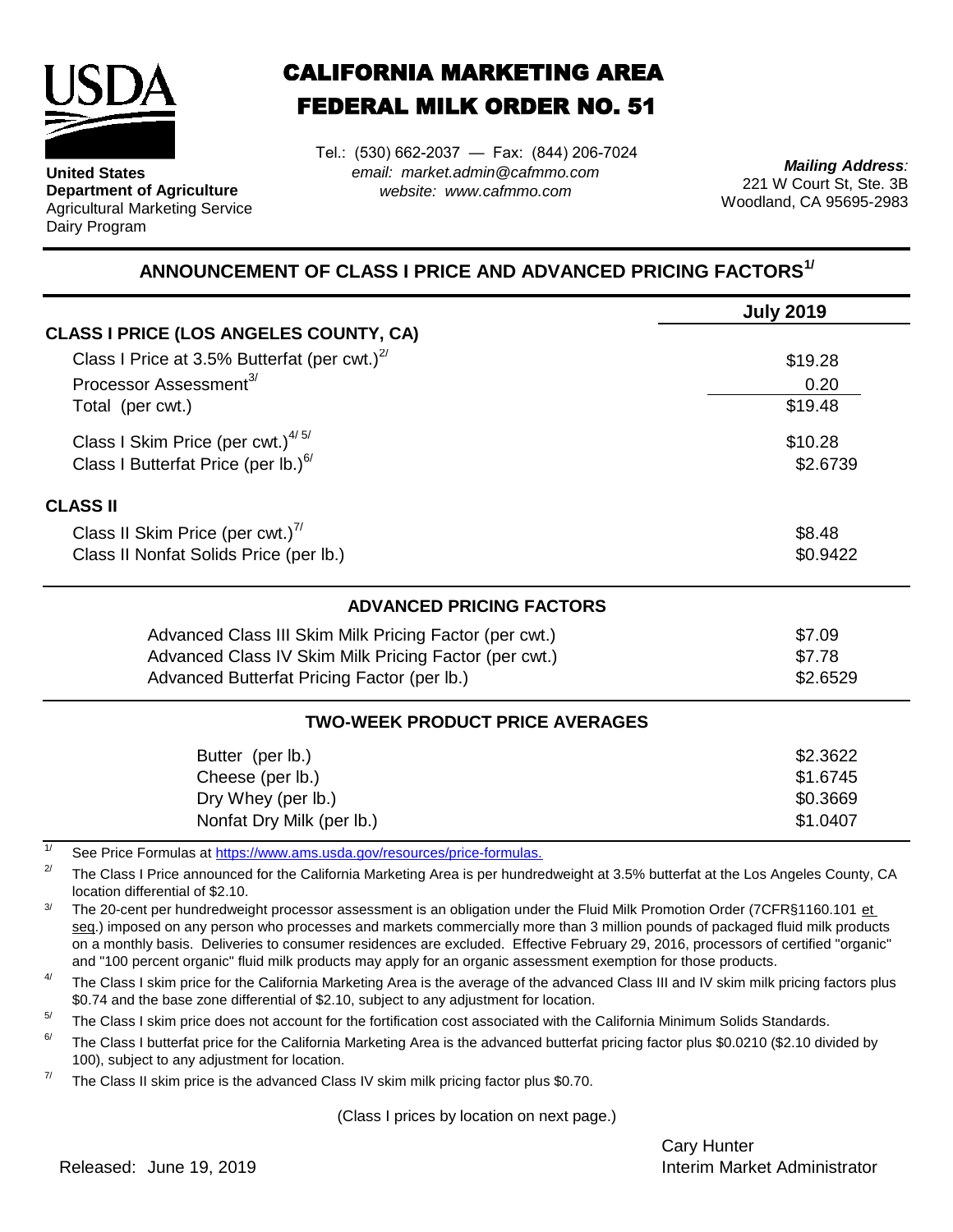**United States Department of Agriculture**
Agricultural Marketing Service
Dairy Program

# CALIFORNIA MARKETING AREA
# FEDERAL MILK ORDER NO. 51

Tel.: (530) 662-2037 — Fax: (844) 206-7024
*email: market.admin@cafmmo.com*
*website: www.cafmmo.com*

***Mailing Address:***
221 W Court St, Ste. 3B
Woodland, CA 95695-2983

## ANNOUNCEMENT OF CLASS I PRICE AND ADVANCED PRICING FACTORS[1/]

| | **July 2019** |
|---|---|
| **CLASS I PRICE (LOS ANGELES COUNTY, CA)** | |
| Class I Price at 3.5% Butterfat (per cwt.)[2/] | $19.28 |
| Processor Assessment[3/] | 0.20 |
| Total (per cwt.) | $19.48 |
| Class I Skim Price (per cwt.)[4/ 5/] | $10.28 |
| Class I Butterfat Price (per lb.)[6/] | $2.6739 |
| **CLASS II** | |
| Class II Skim Price (per cwt.)[7/] | $8.48 |
| Class II Nonfat Solids Price (per lb.) | $0.9422 |

### ADVANCED PRICING FACTORS

| | |
|---|---|
| Advanced Class III Skim Milk Pricing Factor (per cwt.) | $7.09 |
| Advanced Class IV Skim Milk Pricing Factor (per cwt.) | $7.78 |
| Advanced Butterfat Pricing Factor (per lb.) | $2.6529 |

### TWO-WEEK PRODUCT PRICE AVERAGES

| | |
|---|---|
| Butter (per lb.) | $2.3622 |
| Cheese (per lb.) | $1.6745 |
| Dry Whey (per lb.) | $0.3669 |
| Nonfat Dry Milk (per lb.) | $1.0407 |

1/ See Price Formulas at https://www.ams.usda.gov/resources/price-formulas.

2/ The Class I Price announced for the California Marketing Area is per hundredweight at 3.5% butterfat at the Los Angeles County, CA location differential of $2.10.

3/ The 20-cent per hundredweight processor assessment is an obligation under the Fluid Milk Promotion Order (7CFR§1160.101 et seq.) imposed on any person who processes and markets commercially more than 3 million pounds of packaged fluid milk products on a monthly basis. Deliveries to consumer residences are excluded. Effective February 29, 2016, processors of certified "organic" and "100 percent organic" fluid milk products may apply for an organic assessment exemption for those products.

4/ The Class I skim price for the California Marketing Area is the average of the advanced Class III and IV skim milk pricing factors plus $0.74 and the base zone differential of $2.10, subject to any adjustment for location.

5/ The Class I skim price does not account for the fortification cost associated with the California Minimum Solids Standards.

6/ The Class I butterfat price for the California Marketing Area is the advanced butterfat pricing factor plus $0.0210 ($2.10 divided by 100), subject to any adjustment for location.

7/ The Class II skim price is the advanced Class IV skim milk pricing factor plus $0.70.

(Class I prices by location on next page.)

Released: June 19, 2019

Cary Hunter
Interim Market Administrator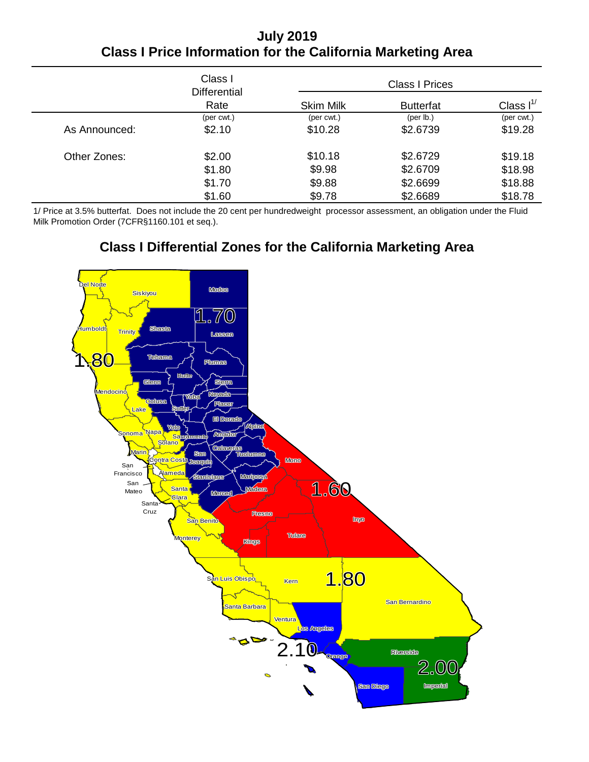## July 2019
## Class I Price Information for the California Marketing Area

| | Class I Differential Rate | Class I Prices | | |
|---|---|---|---|---|
| | | Skim Milk | Butterfat | Class I[1/] |
| | (per cwt.) | (per cwt.) | (per lb.) | (per cwt.) |
| As Announced: | $2.10 | $10.28 | $2.6739 | $19.28 |
| Other Zones: | $2.00 | $10.18 | $2.6729 | $19.18 |
| | $1.80 | $9.98 | $2.6709 | $18.98 |
| | $1.70 | $9.88 | $2.6699 | $18.88 |
| | $1.60 | $9.78 | $2.6689 | $18.78 |

1/ Price at 3.5% butterfat. Does not include the 20 cent per hundredweight processor assessment, an obligation under the Fluid Milk Promotion Order (7CFR§1160.101 et seq.).

## Class I Differential Zones for the California Marketing Area

1.70
1.80
1.60
1.80
2.10
2.00

Del Norte, Siskiyou, Modoc, Humboldt, Trinity, Shasta, Lassen, Tehama, Plumas, Butte, Glenn, Sierra, Mendocino, Nevada, Yuba, Colusa, Placer, Lake, Sutter, El Dorado, Yolo, Alpine, Sonoma, Napa, Sacramento, Amador, Solano, Calaveras, Marin, Tuolumne, San Joaquin, Contra Costa, Mono, San Francisco, Alameda, Stanislaus, Mariposa, San Mateo, Santa Clara, Madera, Merced, Santa Cruz, Fresno, San Benito, Inyo, Monterey, Tulare, Kings, San Luis Obispo, Kern, San Bernardino, Santa Barbara, Ventura, Los Angeles, Orange, Riverside, San Diego, Imperial